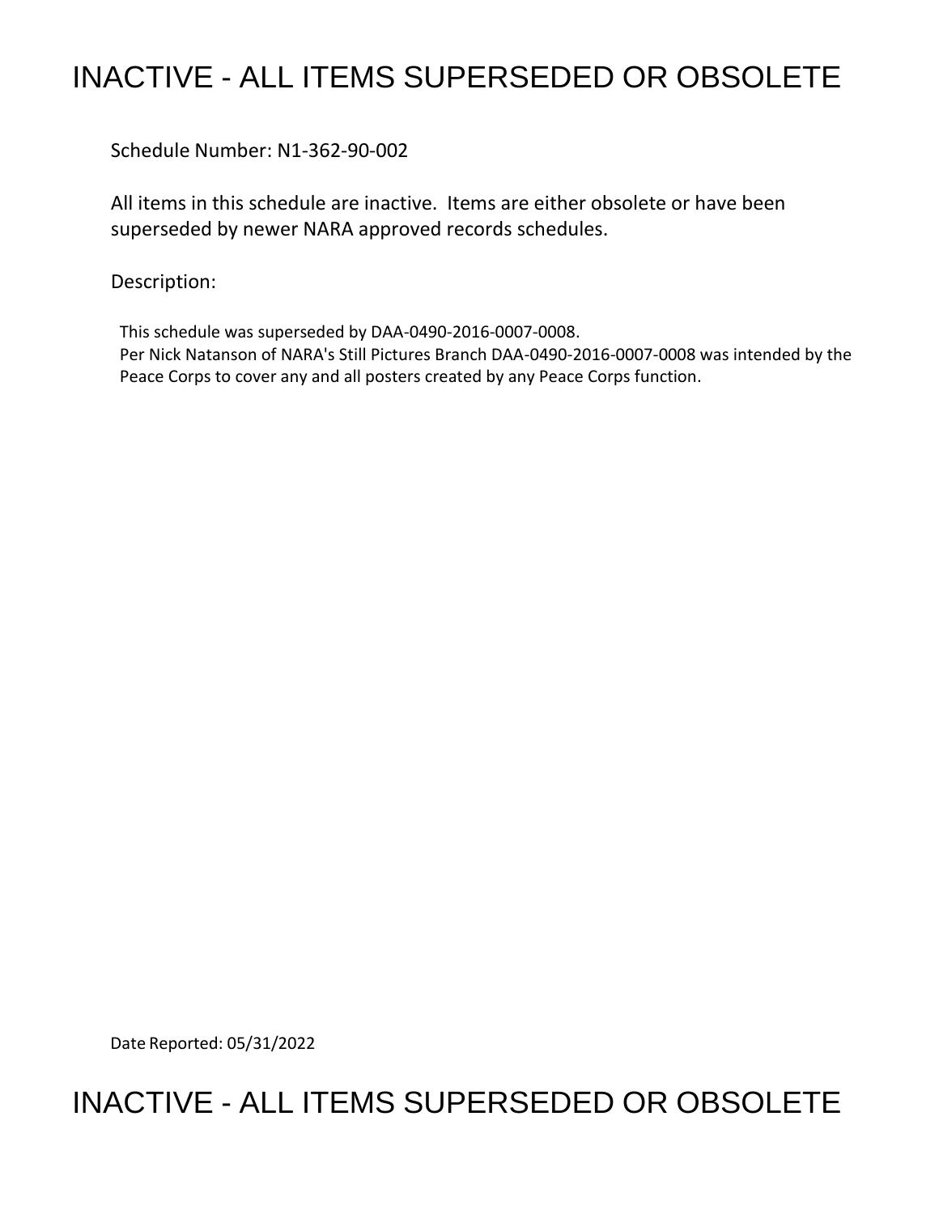# INACTIVE - ALL ITEMS SUPERSEDED OR OBSOLETE

Schedule Number: N1-362-90-002

All items in this schedule are inactive. Items are either obsolete or have been superseded by newer NARA approved records schedules.

Description:

This schedule was superseded by DAA-0490-2016-0007-0008.
Per Nick Natanson of NARA's Still Pictures Branch DAA-0490-2016-0007-0008 was intended by the Peace Corps to cover any and all posters created by any Peace Corps function.

Date Reported: 05/31/2022

# INACTIVE - ALL ITEMS SUPERSEDED OR OBSOLETE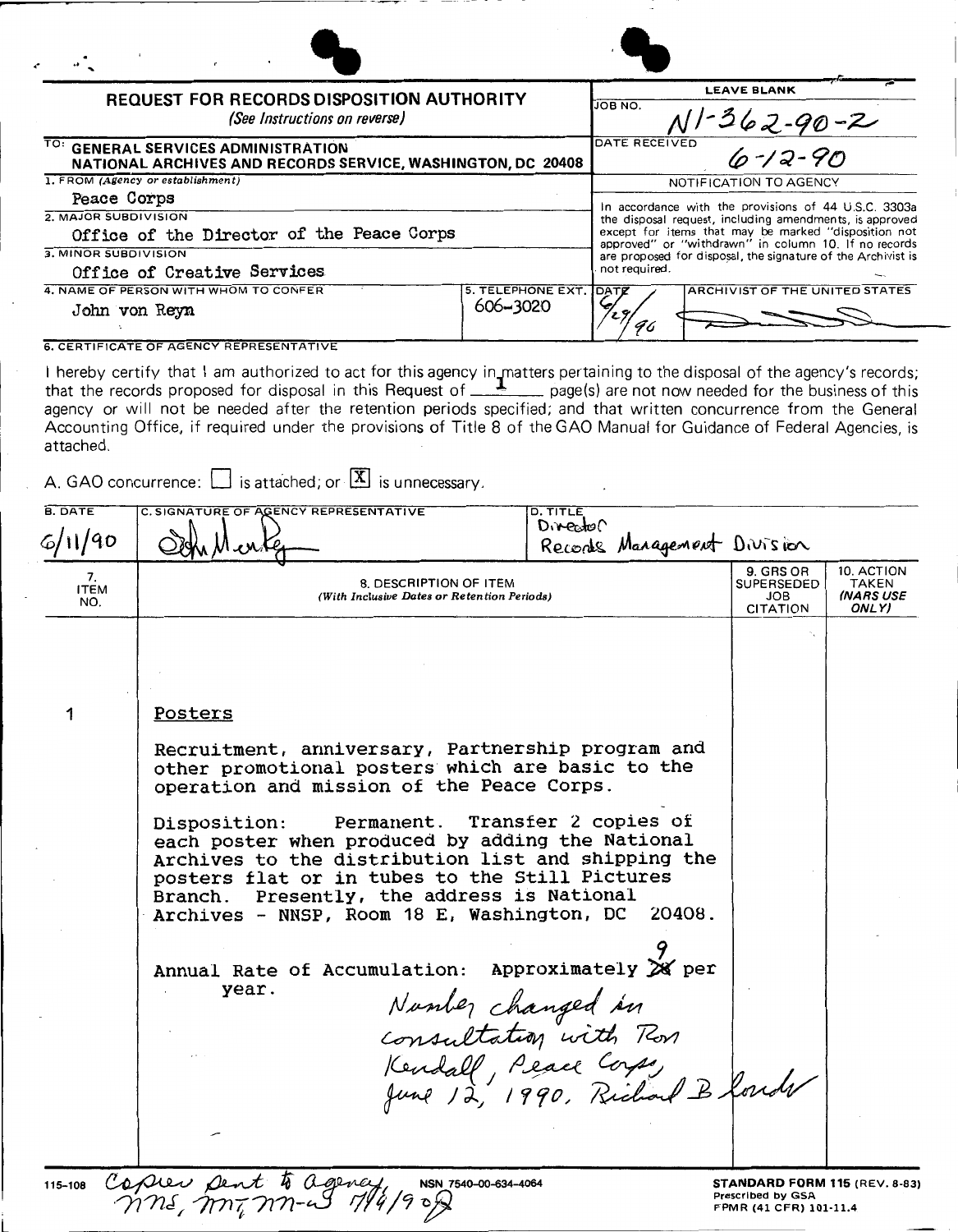# REQUEST FOR RECORDS DISPOSITION AUTHORITY

*(See Instructions on reverse)*

| | |
|---|---|
| **LEAVE BLANK** | |
| JOB NO. | N1-362-90-2 |
| DATE RECEIVED | 6-12-90 |

TO: GENERAL SERVICES ADMINISTRATION
NATIONAL ARCHIVES AND RECORDS SERVICE, WASHINGTON, DC 20408

1. FROM *(Agency or establishment)*
Peace Corps

2. MAJOR SUBDIVISION
Office of the Director of the Peace Corps

3. MINOR SUBDIVISION
Office of Creative Services

4. NAME OF PERSON WITH WHOM TO CONFER
John von Reyn

5. TELEPHONE EXT.
606-3020

**NOTIFICATION TO AGENCY**

In accordance with the provisions of 44 U.S.C. 3303a the disposal request, including amendments, is approved except for items that may be marked "disposition not approved" or "withdrawn" in column 10. If no records are proposed for disposal, the signature of the Archivist is not required.

DATE: 6/29/90
ARCHIVIST OF THE UNITED STATES: [signature]

6. CERTIFICATE OF AGENCY REPRESENTATIVE

I hereby certify that I am authorized to act for this agency in matters pertaining to the disposal of the agency's records; that the records proposed for disposal in this Request of 1 page(s) are not now needed for the business of this agency or will not be needed after the retention periods specified; and that written concurrence from the General Accounting Office, if required under the provisions of Title 8 of the GAO Manual for Guidance of Federal Agencies, is attached.

A. GAO concurrence: ☐ is attached; or ☒ is unnecessary.

| B. DATE | C. SIGNATURE OF AGENCY REPRESENTATIVE | D. TITLE |
|---|---|---|
| 6/11/90 | [signature] | Director Records Management Division |

| 7. ITEM NO. | 8. DESCRIPTION OF ITEM *(With Inclusive Dates or Retention Periods)* | 9. GRS OR SUPERSEDED JOB CITATION | 10. ACTION TAKEN *(NARS USE ONLY)* |
|---|---|---|---|
| 1 | **Posters**<br><br>Recruitment, anniversary, Partnership program and other promotional posters which are basic to the operation and mission of the Peace Corps.<br><br>Disposition: Permanent. Transfer 2 copies of each poster when produced by adding the National Archives to the distribution list and shipping the posters flat or in tubes to the Still Pictures Branch. Presently, the address is National Archives - NNSP, Room 18 E, Washington, DC 20408.<br><br>Annual Rate of Accumulation: Approximately ~~28~~ 9 per year.<br><br>Number changed in consultation with Ron Kendall, Peace Corps, June 12, 1990. Richard B Lander | | |

115-108 Copies sent to agency, NNS, NN, NN-W 7/9/90

NSN 7540-00-634-4064

**STANDARD FORM 115** (REV. 8-83)
Prescribed by GSA
FPMR (41 CFR) 101-11.4